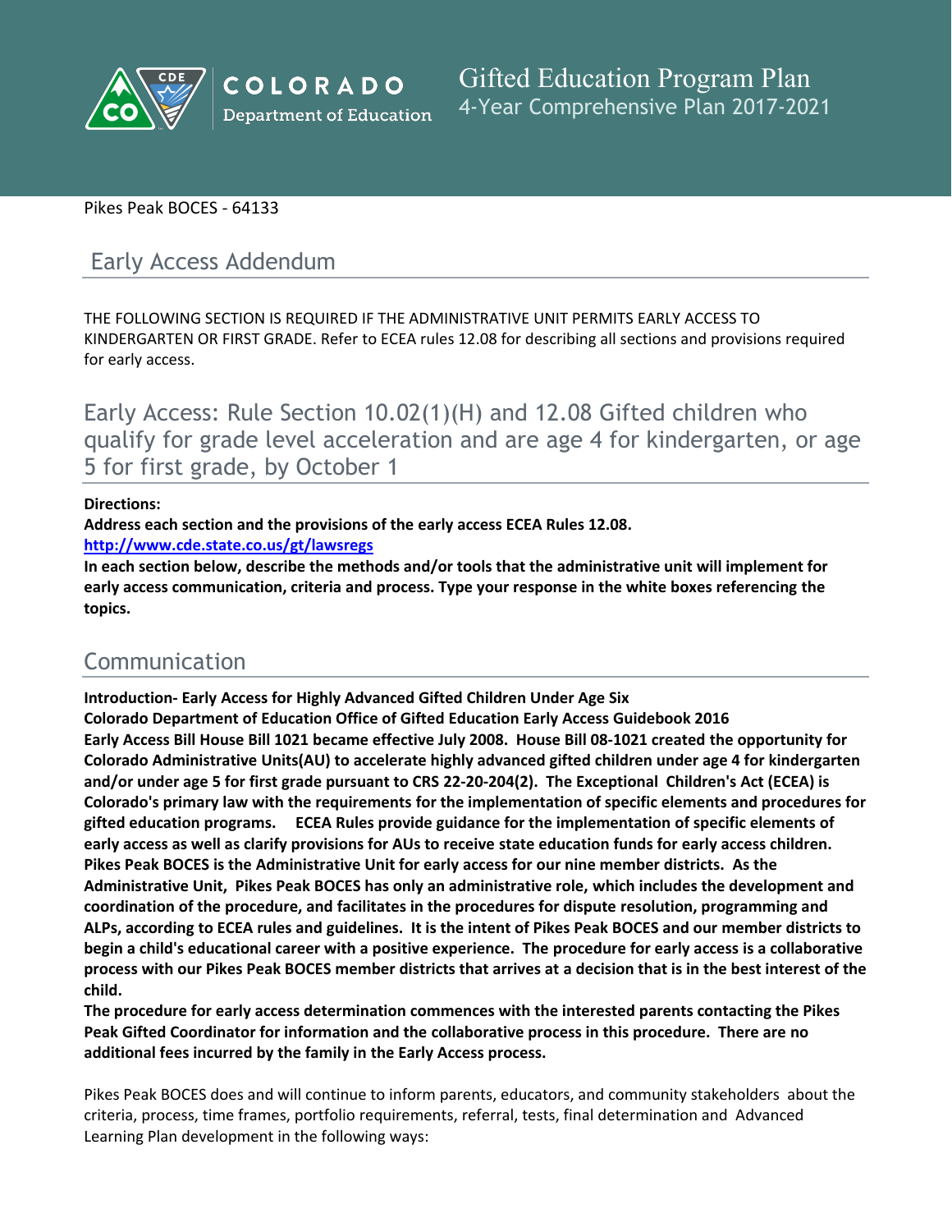COLORADO Department of Education

# Gifted Education Program Plan
4-Year Comprehensive Plan 2017-2021

Pikes Peak BOCES - 64133

## Early Access Addendum

THE FOLLOWING SECTION IS REQUIRED IF THE ADMINISTRATIVE UNIT PERMITS EARLY ACCESS TO KINDERGARTEN OR FIRST GRADE. Refer to ECEA rules 12.08 for describing all sections and provisions required for early access.

## Early Access: Rule Section 10.02(1)(H) and 12.08 Gifted children who qualify for grade level acceleration and are age 4 for kindergarten, or age 5 for first grade, by October 1

**Directions:**
**Address each section and the provisions of the early access ECEA Rules 12.08.**
**http://www.cde.state.co.us/gt/lawsregs**
**In each section below, describe the methods and/or tools that the administrative unit will implement for early access communication, criteria and process. Type your response in the white boxes referencing the topics.**

## Communication

**Introduction- Early Access for Highly Advanced Gifted Children Under Age Six**
**Colorado Department of Education Office of Gifted Education Early Access Guidebook 2016**
**Early Access Bill House Bill 1021 became effective July 2008. House Bill 08-1021 created the opportunity for Colorado Administrative Units(AU) to accelerate highly advanced gifted children under age 4 for kindergarten and/or under age 5 for first grade pursuant to CRS 22-20-204(2). The Exceptional Children's Act (ECEA) is Colorado's primary law with the requirements for the implementation of specific elements and procedures for gifted education programs. ECEA Rules provide guidance for the implementation of specific elements of early access as well as clarify provisions for AUs to receive state education funds for early access children. Pikes Peak BOCES is the Administrative Unit for early access for our nine member districts. As the Administrative Unit, Pikes Peak BOCES has only an administrative role, which includes the development and coordination of the procedure, and facilitates in the procedures for dispute resolution, programming and ALPs, according to ECEA rules and guidelines. It is the intent of Pikes Peak BOCES and our member districts to begin a child's educational career with a positive experience. The procedure for early access is a collaborative process with our Pikes Peak BOCES member districts that arrives at a decision that is in the best interest of the child.**
**The procedure for early access determination commences with the interested parents contacting the Pikes Peak Gifted Coordinator for information and the collaborative process in this procedure. There are no additional fees incurred by the family in the Early Access process.**

Pikes Peak BOCES does and will continue to inform parents, educators, and community stakeholders about the criteria, process, time frames, portfolio requirements, referral, tests, final determination and Advanced Learning Plan development in the following ways: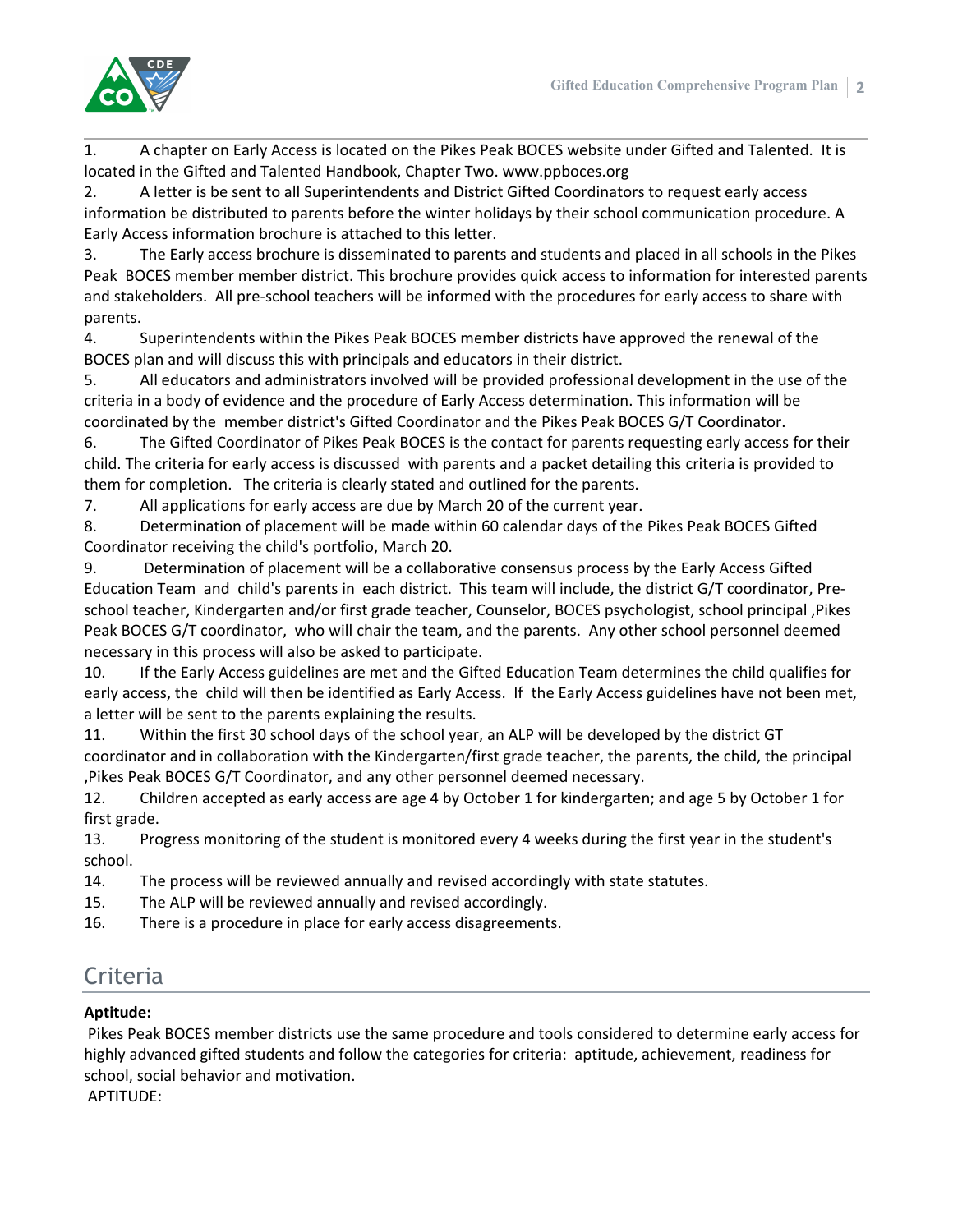1. A chapter on Early Access is located on the Pikes Peak BOCES website under Gifted and Talented. It is located in the Gifted and Talented Handbook, Chapter Two. www.ppboces.org
2. A letter is be sent to all Superintendents and District Gifted Coordinators to request early access information be distributed to parents before the winter holidays by their school communication procedure. A Early Access information brochure is attached to this letter.
3. The Early access brochure is disseminated to parents and students and placed in all schools in the Pikes Peak BOCES member member district. This brochure provides quick access to information for interested parents and stakeholders. All pre-school teachers will be informed with the procedures for early access to share with parents.
4. Superintendents within the Pikes Peak BOCES member districts have approved the renewal of the BOCES plan and will discuss this with principals and educators in their district.
5. All educators and administrators involved will be provided professional development in the use of the criteria in a body of evidence and the procedure of Early Access determination. This information will be coordinated by the member district's Gifted Coordinator and the Pikes Peak BOCES G/T Coordinator.
6. The Gifted Coordinator of Pikes Peak BOCES is the contact for parents requesting early access for their child. The criteria for early access is discussed with parents and a packet detailing this criteria is provided to them for completion. The criteria is clearly stated and outlined for the parents.
7. All applications for early access are due by March 20 of the current year.
8. Determination of placement will be made within 60 calendar days of the Pikes Peak BOCES Gifted Coordinator receiving the child's portfolio, March 20.
9. Determination of placement will be a collaborative consensus process by the Early Access Gifted Education Team and child's parents in each district. This team will include, the district G/T coordinator, Pre-school teacher, Kindergarten and/or first grade teacher, Counselor, BOCES psychologist, school principal ,Pikes Peak BOCES G/T coordinator, who will chair the team, and the parents. Any other school personnel deemed necessary in this process will also be asked to participate.
10. If the Early Access guidelines are met and the Gifted Education Team determines the child qualifies for early access, the child will then be identified as Early Access. If the Early Access guidelines have not been met, a letter will be sent to the parents explaining the results.
11. Within the first 30 school days of the school year, an ALP will be developed by the district GT coordinator and in collaboration with the Kindergarten/first grade teacher, the parents, the child, the principal ,Pikes Peak BOCES G/T Coordinator, and any other personnel deemed necessary.
12. Children accepted as early access are age 4 by October 1 for kindergarten; and age 5 by October 1 for first grade.
13. Progress monitoring of the student is monitored every 4 weeks during the first year in the student's school.
14. The process will be reviewed annually and revised accordingly with state statutes.
15. The ALP will be reviewed annually and revised accordingly.
16. There is a procedure in place for early access disagreements.

## Criteria

**Aptitude:**

Pikes Peak BOCES member districts use the same procedure and tools considered to determine early access for highly advanced gifted students and follow the categories for criteria: aptitude, achievement, readiness for school, social behavior and motivation.

APTITUDE: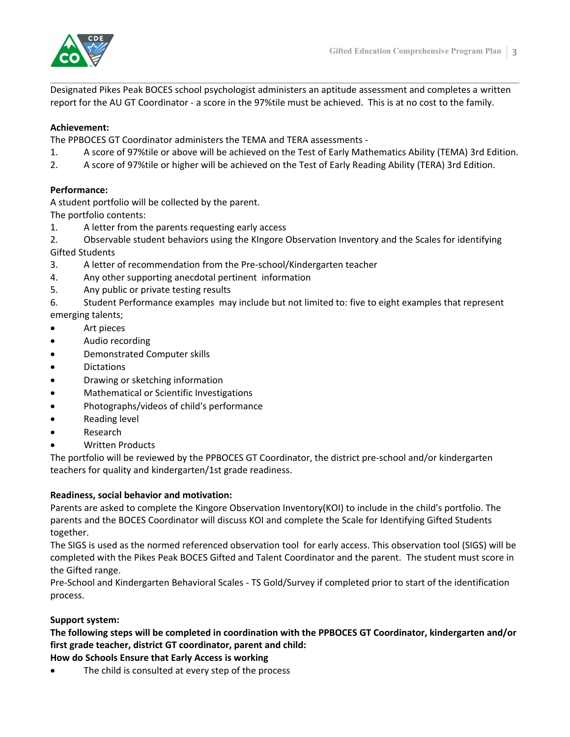Designated Pikes Peak BOCES school psychologist administers an aptitude assessment and completes a written report for the AU GT Coordinator - a score in the 97%tile must be achieved. This is at no cost to the family.

**Achievement:**

The PPBOCES GT Coordinator administers the TEMA and TERA assessments -

1. A score of 97%tile or above will be achieved on the Test of Early Mathematics Ability (TEMA) 3rd Edition.
2. A score of 97%tile or higher will be achieved on the Test of Early Reading Ability (TERA) 3rd Edition.

**Performance:**

A student portfolio will be collected by the parent.
The portfolio contents:

1. A letter from the parents requesting early access
2. Observable student behaviors using the KIngore Observation Inventory and the Scales for identifying Gifted Students
3. A letter of recommendation from the Pre-school/Kindergarten teacher
4. Any other supporting anecdotal pertinent information
5. Any public or private testing results
6. Student Performance examples may include but not limited to: five to eight examples that represent emerging talents;

- Art pieces
- Audio recording
- Demonstrated Computer skills
- Dictations
- Drawing or sketching information
- Mathematical or Scientific Investigations
- Photographs/videos of child's performance
- Reading level
- Research
- Written Products

The portfolio will be reviewed by the PPBOCES GT Coordinator, the district pre-school and/or kindergarten teachers for quality and kindergarten/1st grade readiness.

**Readiness, social behavior and motivation:**

Parents are asked to complete the Kingore Observation Inventory(KOI) to include in the child's portfolio. The parents and the BOCES Coordinator will discuss KOI and complete the Scale for Identifying Gifted Students together.

The SIGS is used as the normed referenced observation tool for early access. This observation tool (SIGS) will be completed with the Pikes Peak BOCES Gifted and Talent Coordinator and the parent. The student must score in the Gifted range.

Pre-School and Kindergarten Behavioral Scales - TS Gold/Survey if completed prior to start of the identification process.

**Support system:**

**The following steps will be completed in coordination with the PPBOCES GT Coordinator, kindergarten and/or first grade teacher, district GT coordinator, parent and child:**

**How do Schools Ensure that Early Access is working**

- The child is consulted at every step of the process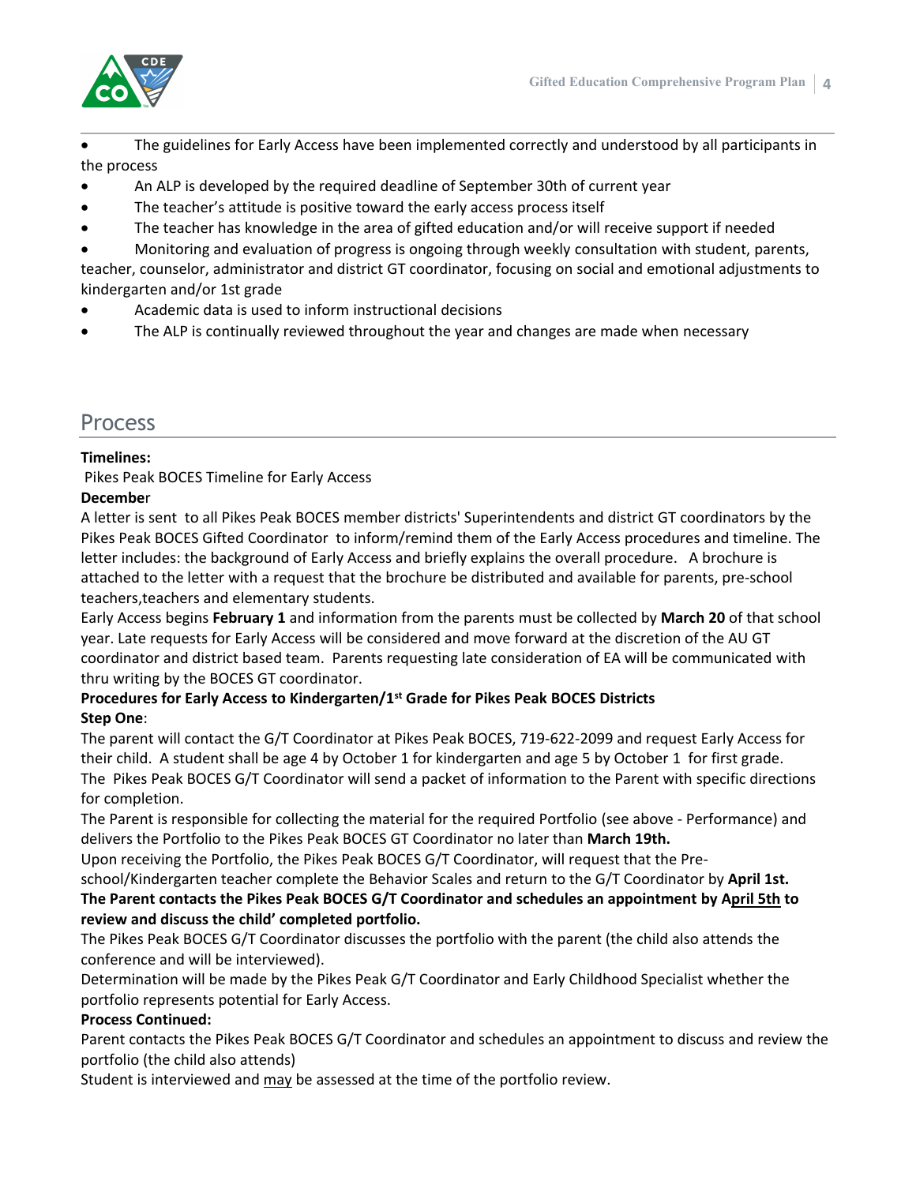- The guidelines for Early Access have been implemented correctly and understood by all participants in the process
- An ALP is developed by the required deadline of September 30th of current year
- The teacher's attitude is positive toward the early access process itself
- The teacher has knowledge in the area of gifted education and/or will receive support if needed
- Monitoring and evaluation of progress is ongoing through weekly consultation with student, parents, teacher, counselor, administrator and district GT coordinator, focusing on social and emotional adjustments to kindergarten and/or 1st grade
- Academic data is used to inform instructional decisions
- The ALP is continually reviewed throughout the year and changes are made when necessary

## Process

**Timelines:**

Pikes Peak BOCES Timeline for Early Access

**December**

A letter is sent to all Pikes Peak BOCES member districts' Superintendents and district GT coordinators by the Pikes Peak BOCES Gifted Coordinator to inform/remind them of the Early Access procedures and timeline. The letter includes: the background of Early Access and briefly explains the overall procedure. A brochure is attached to the letter with a request that the brochure be distributed and available for parents, pre-school teachers,teachers and elementary students.

Early Access begins **February 1** and information from the parents must be collected by **March 20** of that school year. Late requests for Early Access will be considered and move forward at the discretion of the AU GT coordinator and district based team. Parents requesting late consideration of EA will be communicated with thru writing by the BOCES GT coordinator.

**Procedures for Early Access to Kindergarten/1st Grade for Pikes Peak BOCES Districts**

**Step One**:

The parent will contact the G/T Coordinator at Pikes Peak BOCES, 719-622-2099 and request Early Access for their child. A student shall be age 4 by October 1 for kindergarten and age 5 by October 1 for first grade.

The Pikes Peak BOCES G/T Coordinator will send a packet of information to the Parent with specific directions for completion.

The Parent is responsible for collecting the material for the required Portfolio (see above - Performance) and delivers the Portfolio to the Pikes Peak BOCES GT Coordinator no later than **March 19th.**

Upon receiving the Portfolio, the Pikes Peak BOCES G/T Coordinator, will request that the Pre-school/Kindergarten teacher complete the Behavior Scales and return to the G/T Coordinator by **April 1st.**

**The Parent contacts the Pikes Peak BOCES G/T Coordinator and schedules an appointment by April 5th to review and discuss the child' completed portfolio.**

The Pikes Peak BOCES G/T Coordinator discusses the portfolio with the parent (the child also attends the conference and will be interviewed).

Determination will be made by the Pikes Peak G/T Coordinator and Early Childhood Specialist whether the portfolio represents potential for Early Access.

**Process Continued:**

Parent contacts the Pikes Peak BOCES G/T Coordinator and schedules an appointment to discuss and review the portfolio (the child also attends)

Student is interviewed and may be assessed at the time of the portfolio review.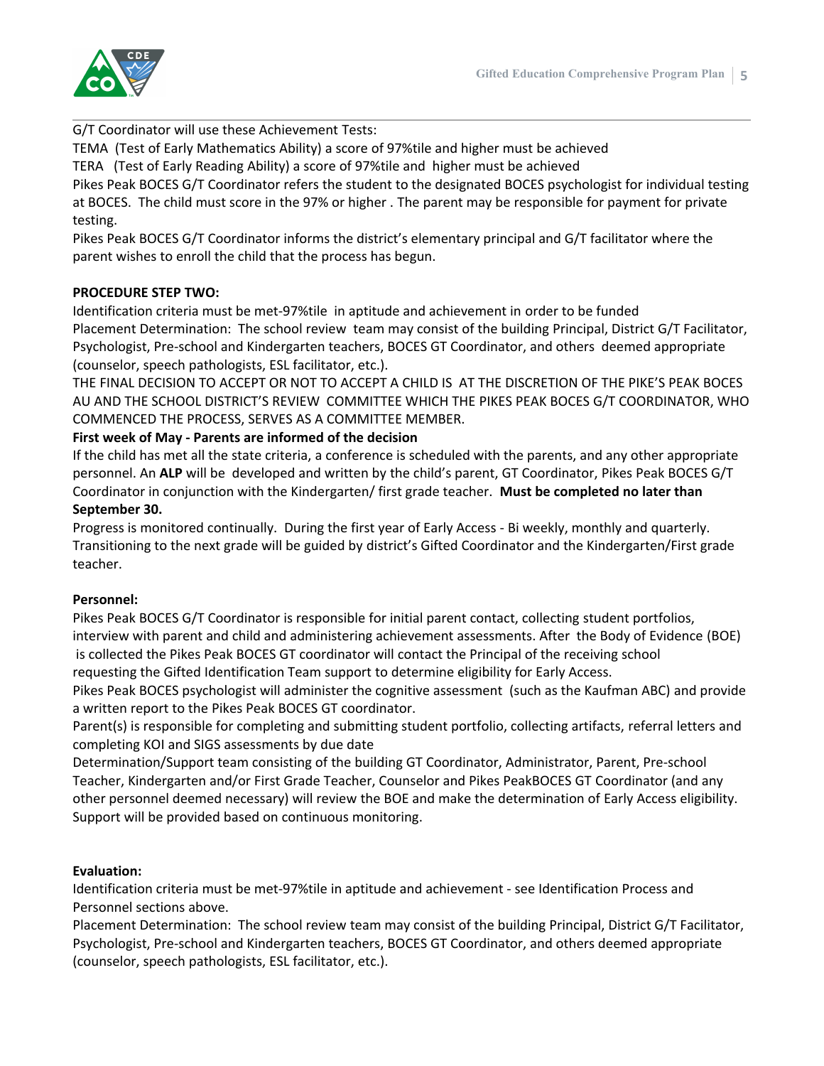G/T Coordinator will use these Achievement Tests:

TEMA (Test of Early Mathematics Ability) a score of 97%tile and higher must be achieved

TERA (Test of Early Reading Ability) a score of 97%tile and higher must be achieved

Pikes Peak BOCES G/T Coordinator refers the student to the designated BOCES psychologist for individual testing at BOCES. The child must score in the 97% or higher . The parent may be responsible for payment for private testing.

Pikes Peak BOCES G/T Coordinator informs the district's elementary principal and G/T facilitator where the parent wishes to enroll the child that the process has begun.

**PROCEDURE STEP TWO:**

Identification criteria must be met-97%tile in aptitude and achievement in order to be funded

Placement Determination: The school review team may consist of the building Principal, District G/T Facilitator, Psychologist, Pre-school and Kindergarten teachers, BOCES GT Coordinator, and others deemed appropriate (counselor, speech pathologists, ESL facilitator, etc.).

THE FINAL DECISION TO ACCEPT OR NOT TO ACCEPT A CHILD IS AT THE DISCRETION OF THE PIKE'S PEAK BOCES AU AND THE SCHOOL DISTRICT'S REVIEW COMMITTEE WHICH THE PIKES PEAK BOCES G/T COORDINATOR, WHO COMMENCED THE PROCESS, SERVES AS A COMMITTEE MEMBER.

**First week of May - Parents are informed of the decision**

If the child has met all the state criteria, a conference is scheduled with the parents, and any other appropriate personnel. An **ALP** will be developed and written by the child's parent, GT Coordinator, Pikes Peak BOCES G/T Coordinator in conjunction with the Kindergarten/ first grade teacher. **Must be completed no later than September 30.**

Progress is monitored continually. During the first year of Early Access - Bi weekly, monthly and quarterly. Transitioning to the next grade will be guided by district's Gifted Coordinator and the Kindergarten/First grade teacher.

**Personnel:**

Pikes Peak BOCES G/T Coordinator is responsible for initial parent contact, collecting student portfolios, interview with parent and child and administering achievement assessments. After the Body of Evidence (BOE) is collected the Pikes Peak BOCES GT coordinator will contact the Principal of the receiving school requesting the Gifted Identification Team support to determine eligibility for Early Access.

Pikes Peak BOCES psychologist will administer the cognitive assessment (such as the Kaufman ABC) and provide a written report to the Pikes Peak BOCES GT coordinator.

Parent(s) is responsible for completing and submitting student portfolio, collecting artifacts, referral letters and completing KOI and SIGS assessments by due date

Determination/Support team consisting of the building GT Coordinator, Administrator, Parent, Pre-school Teacher, Kindergarten and/or First Grade Teacher, Counselor and Pikes PeakBOCES GT Coordinator (and any other personnel deemed necessary) will review the BOE and make the determination of Early Access eligibility. Support will be provided based on continuous monitoring.

**Evaluation:**

Identification criteria must be met-97%tile in aptitude and achievement - see Identification Process and Personnel sections above.

Placement Determination: The school review team may consist of the building Principal, District G/T Facilitator, Psychologist, Pre-school and Kindergarten teachers, BOCES GT Coordinator, and others deemed appropriate (counselor, speech pathologists, ESL facilitator, etc.).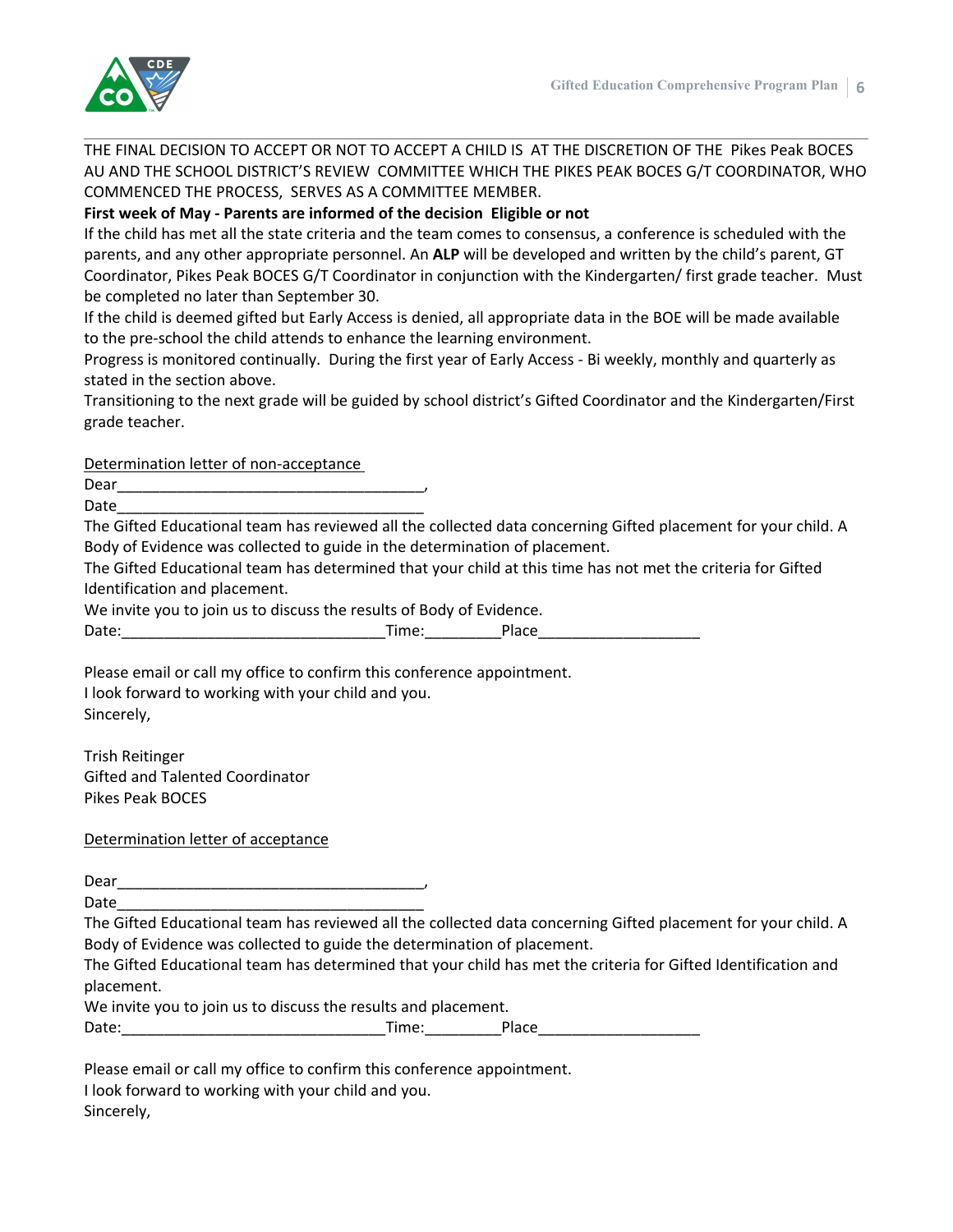THE FINAL DECISION TO ACCEPT OR NOT TO ACCEPT A CHILD IS AT THE DISCRETION OF THE Pikes Peak BOCES AU AND THE SCHOOL DISTRICT'S REVIEW COMMITTEE WHICH THE PIKES PEAK BOCES G/T COORDINATOR, WHO COMMENCED THE PROCESS, SERVES AS A COMMITTEE MEMBER.

**First week of May - Parents are informed of the decision Eligible or not**

If the child has met all the state criteria and the team comes to consensus, a conference is scheduled with the parents, and any other appropriate personnel. An **ALP** will be developed and written by the child's parent, GT Coordinator, Pikes Peak BOCES G/T Coordinator in conjunction with the Kindergarten/ first grade teacher. Must be completed no later than September 30.

If the child is deemed gifted but Early Access is denied, all appropriate data in the BOE will be made available to the pre-school the child attends to enhance the learning environment.

Progress is monitored continually. During the first year of Early Access - Bi weekly, monthly and quarterly as stated in the section above.

Transitioning to the next grade will be guided by school district's Gifted Coordinator and the Kindergarten/First grade teacher.

<u>Determination letter of non-acceptance</u>

Dear_____________________________________,

Date_____________________________________

The Gifted Educational team has reviewed all the collected data concerning Gifted placement for your child. A Body of Evidence was collected to guide in the determination of placement.

The Gifted Educational team has determined that your child at this time has not met the criteria for Gifted Identification and placement.

We invite you to join us to discuss the results of Body of Evidence.

Date:______________________________Time:_________Place___________________

Please email or call my office to confirm this conference appointment.

I look forward to working with your child and you.

Sincerely,

Trish Reitinger
Gifted and Talented Coordinator
Pikes Peak BOCES

<u>Determination letter of acceptance</u>

Dear_____________________________________,

Date_____________________________________

The Gifted Educational team has reviewed all the collected data concerning Gifted placement for your child. A Body of Evidence was collected to guide the determination of placement.

The Gifted Educational team has determined that your child has met the criteria for Gifted Identification and placement.

We invite you to join us to discuss the results and placement.

Date:______________________________Time:_________Place___________________

Please email or call my office to confirm this conference appointment.

I look forward to working with your child and you.

Sincerely,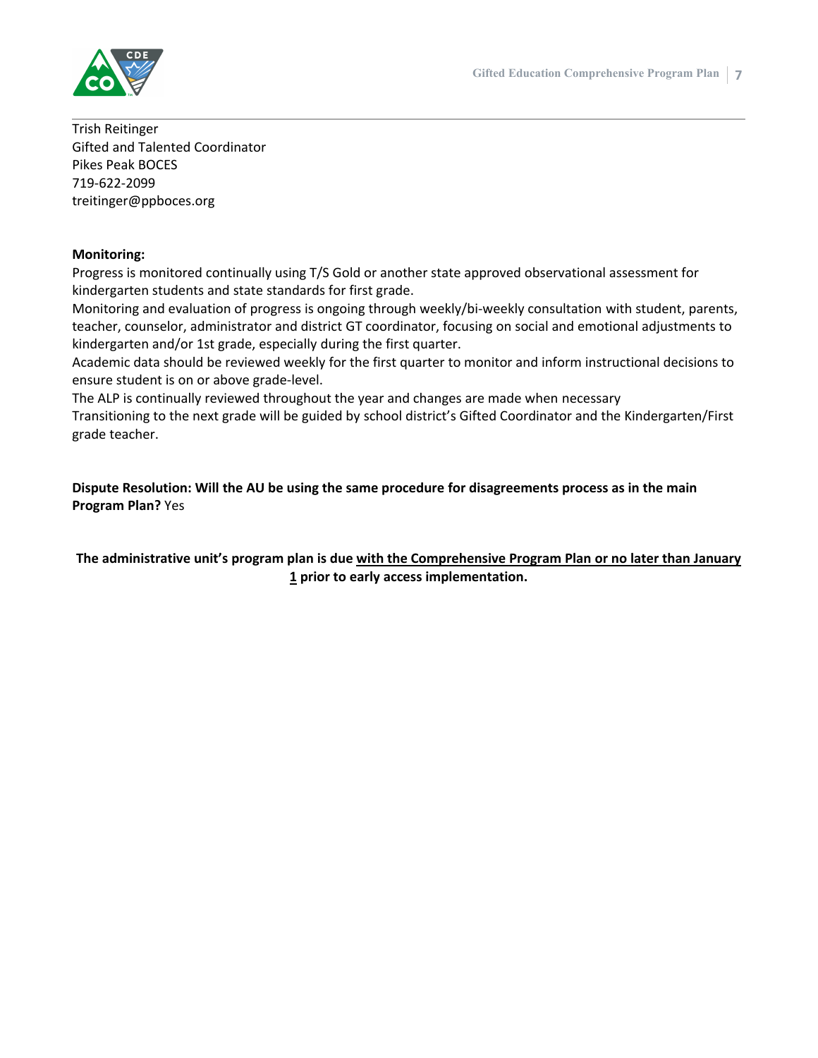Trish Reitinger
Gifted and Talented Coordinator
Pikes Peak BOCES
719-622-2099
treitinger@ppboces.org

**Monitoring:**
Progress is monitored continually using T/S Gold or another state approved observational assessment for kindergarten students and state standards for first grade.
Monitoring and evaluation of progress is ongoing through weekly/bi-weekly consultation with student, parents, teacher, counselor, administrator and district GT coordinator, focusing on social and emotional adjustments to kindergarten and/or 1st grade, especially during the first quarter.
Academic data should be reviewed weekly for the first quarter to monitor and inform instructional decisions to ensure student is on or above grade-level.
The ALP is continually reviewed throughout the year and changes are made when necessary
Transitioning to the next grade will be guided by school district's Gifted Coordinator and the Kindergarten/First grade teacher.

**Dispute Resolution: Will the AU be using the same procedure for disagreements process as in the main Program Plan?** Yes

**The administrative unit's program plan is due <u>with the Comprehensive Program Plan or no later than January 1</u> prior to early access implementation.**